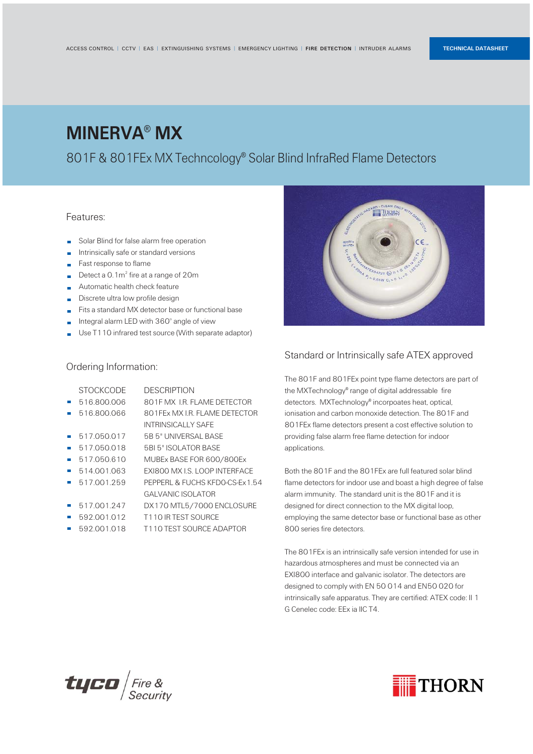ACCESS CONTROL | CCTV | EAS | EXTINGUISHING SYSTEMS | EMERGENCY LIGHTING | **FIRE DETECTION** | INTRUDER ALARMS

TECHNICAL DATASHEET

# MINERVA® MX

## 801F & 801FEx MX Techncology® Solar Blind InfraRed Flame Detectors

### Features:

- Solar Blind for false alarm free operation
- Intrinsically safe or standard versions
- Fast response to flame
- Detect a 0.1m² fire at a range of 20m
- Automatic health check feature
- Discrete ultra low profile design
- Fits a standard MX detector base or functional base
- Integral alarm LED with 360° angle of view
- Use T110 infrared test source (With separate adaptor)

### Ordering Information:

| STOCKCODE | DESCRIPTION |
|---|---|
| 516.800.006 | 801F MX I.R. FLAME DETECTOR |
| 516.800.066 | 801FEx MX I.R. FLAME DETECTOR INTRINSICALLY SAFE |
| 517.050.017 | 5B 5" UNIVERSAL BASE |
| 517.050.018 | 5BI 5" ISOLATOR BASE |
| 517.050.610 | MUBEx BASE FOR 600/800Ex |
| 514.001.063 | EXI800 MX I.S. LOOP INTERFACE |
| 517.001.259 | PEPPERL & FUCHS KFD0-CS-Ex1.54 GALVANIC ISOLATOR |
| 517.001.247 | DX170 MTL5/7000 ENCLOSURE |
| 592.001.012 | T110 IR TEST SOURCE |
| 592.001.018 | T110 TEST SOURCE ADAPTOR |

### Standard or Intrinsically safe ATEX approved

The 801F and 801FEx point type flame detectors are part of the MXTechnology® range of digital addressable fire detectors. MXTechnology® incorpoates heat, optical, ionisation and carbon monoxide detection. The 801F and 801FEx flame detectors present a cost effective solution to providing false alarm free flame detection for indoor applications.

Both the 801F and the 801FEx are full featured solar blind flame detectors for indoor use and boast a high degree of false alarm immunity. The standard unit is the 801F and it is designed for direct connection to the MX digital loop, employing the same detector base or functional base as other 800 series fire detectors.

The 801FEx is an intrinsically safe version intended for use in hazardous atmospheres and must be connected via an EXI800 interface and galvanic isolator. The detectors are designed to comply with EN 50 014 and EN50 020 for intrinsically safe apparatus. They are certified: ATEX code: II 1 G Cenelec code: EEx ia IIC T4.

tyco Fire & Security

THORN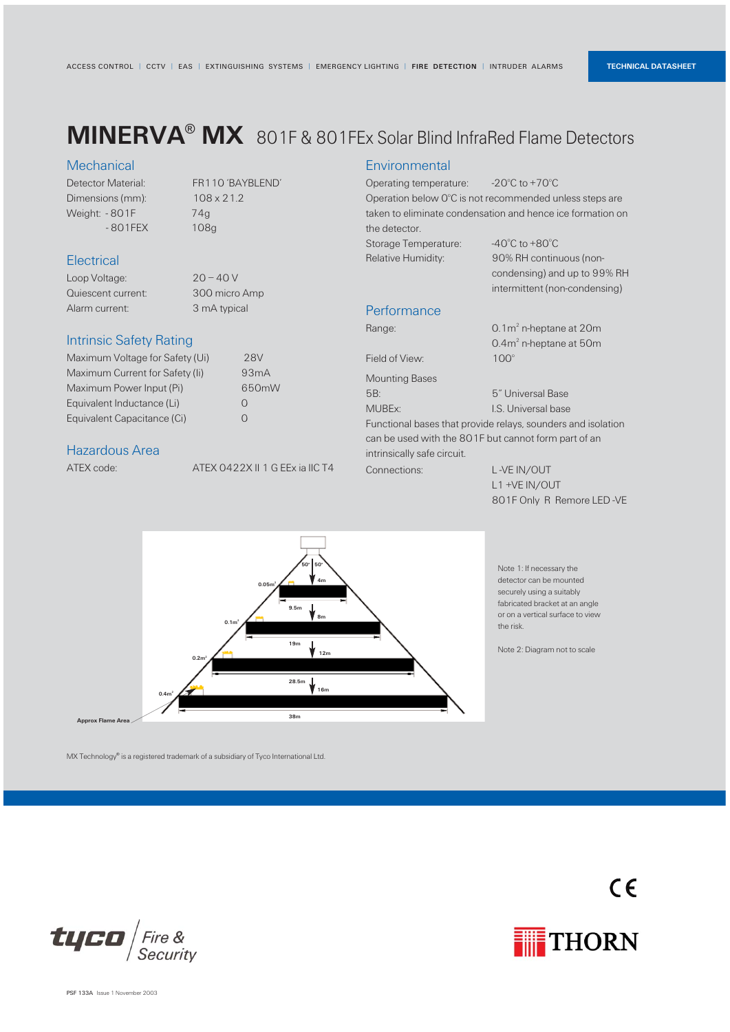ACCESS CONTROL | CCTV | EAS | EXTINGUISHING SYSTEMS | EMERGENCY LIGHTING | **FIRE DETECTION** | INTRUDER ALARMS

**TECHNICAL DATASHEET**

# MINERVA® MX 801F & 801FEx Solar Blind InfraRed Flame Detectors

## Mechanical

| | |
|---|---|
| Detector Material: | FR110 'BAYBLEND' |
| Dimensions (mm): | 108 x 21.2 |
| Weight: - 801F | 74g |
| - 801FEX | 108g |

## Electrical

| | |
|---|---|
| Loop Voltage: | 20 – 40 V |
| Quiescent current: | 300 micro Amp |
| Alarm current: | 3 mA typical |

## Intrinsic Safety Rating

| | |
|---|---|
| Maximum Voltage for Safety (Ui) | 28V |
| Maximum Current for Safety (Ii) | 93mA |
| Maximum Power Input (Pi) | 650mW |
| Equivalent Inductance (Li) | 0 |
| Equivalent Capacitance (Ci) | 0 |

## Hazardous Area

| | |
|---|---|
| ATEX code: | ATEX 0422X II 1 G EEx ia IIC T4 |

## Environmental

Operating temperature: -20°C to +70°C

Operation below 0°C is not recommended unless steps are taken to eliminate condensation and hence ice formation on the detector.

Storage Temperature: -40°C to +80°C

Relative Humidity: 90% RH continuous (non-condensing) and up to 99% RH intermittent (non-condensing)

## Performance

Range: 0.1m² n-heptane at 20m
0.4m² n-heptane at 50m

Field of View: 100°

Mounting Bases

5B: 5" Universal Base

MUBEx: I.S. Universal base

Functional bases that provide relays, sounders and isolation can be used with the 801F but cannot form part of an intrinsically safe circuit.

Connections: L -VE IN/OUT
L1 +VE IN/OUT
801F Only R Remore LED -VE

50° 50°
0.05m² 4m
9.5m
0.1m² 8m
19m
0.2m² 12m
28.5m
0.4m² 16m
38m
Approx Flame Area

Note 1: If necessary the detector can be mounted securely using a suitably fabricated bracket at an angle or on a vertical surface to view the risk.

Note 2: Diagram not to scale

MX Technology® is a registered trademark of a subsidiary of Tyco International Ltd.

tyco Fire & Security

THORN

PSF 133A Issue 1 November 2003